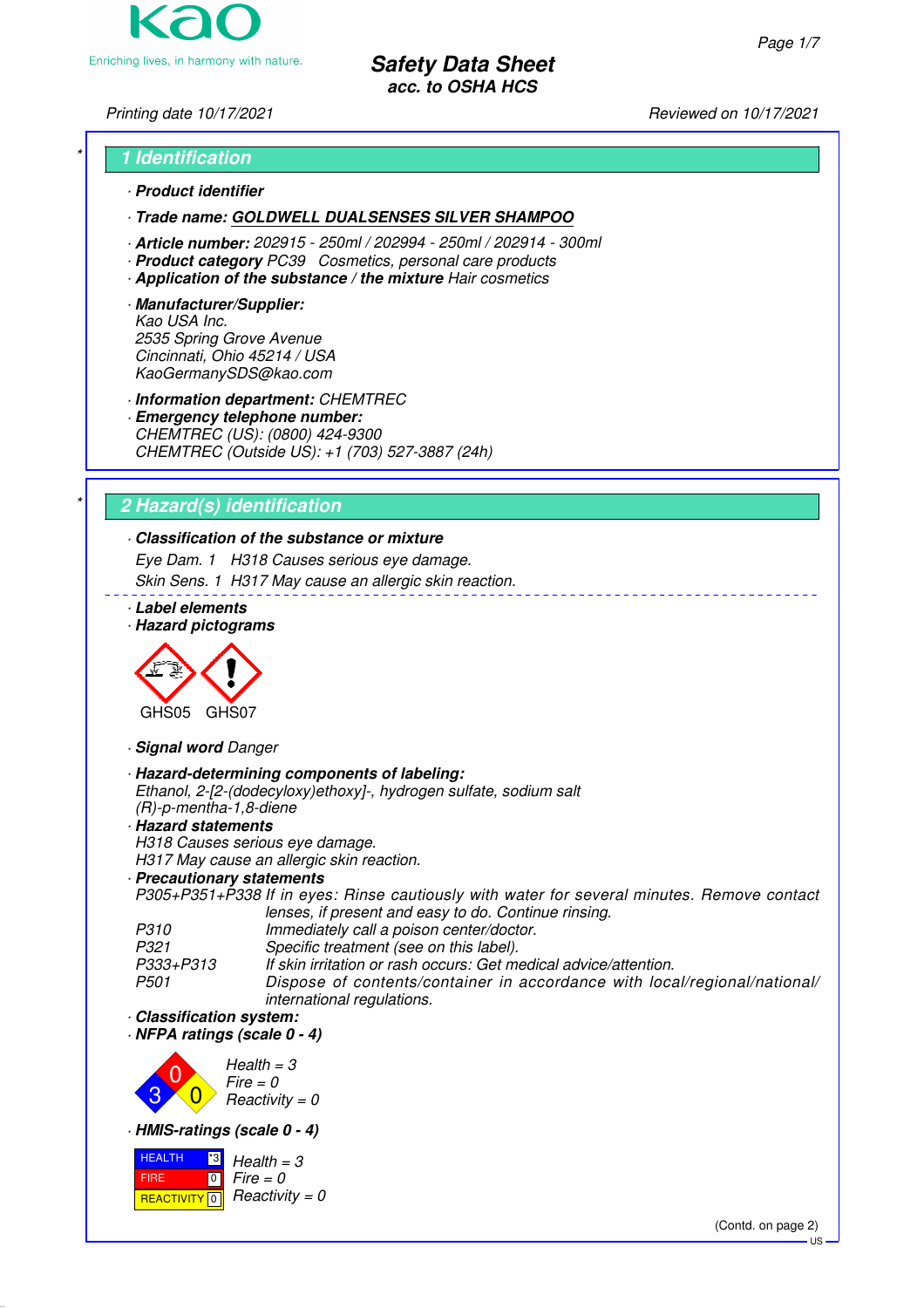# Safety Data Sheet
**acc. to OSHA HCS**

*Printing date 10/17/2021* — *Reviewed on 10/17/2021*

## 1 Identification

· **Product identifier**

· **Trade name: GOLDWELL DUALSENSES SILVER SHAMPOO**

· **Article number:** 202915 - 250ml / 202994 - 250ml / 202914 - 300ml
· **Product category** PC39 Cosmetics, personal care products
· **Application of the substance / the mixture** Hair cosmetics

· **Manufacturer/Supplier:**
Kao USA Inc.
2535 Spring Grove Avenue
Cincinnati, Ohio 45214 / USA
KaoGermanySDS@kao.com

· **Information department:** CHEMTREC
· **Emergency telephone number:**
CHEMTREC (US): (0800) 424-9300
CHEMTREC (Outside US): +1 (703) 527-3887 (24h)

## 2 Hazard(s) identification

· **Classification of the substance or mixture**
Eye Dam. 1 H318 Causes serious eye damage.
Skin Sens. 1 H317 May cause an allergic skin reaction.

· **Label elements**
· **Hazard pictograms**

GHS05 GHS07

· **Signal word** Danger

· **Hazard-determining components of labeling:**
Ethanol, 2-[2-(dodecyloxy)ethoxy]-, hydrogen sulfate, sodium salt
(R)-p-mentha-1,8-diene

· **Hazard statements**
H318 Causes serious eye damage.
H317 May cause an allergic skin reaction.

· **Precautionary statements**

| | |
|---|---|
| P305+P351+P338 | If in eyes: Rinse cautiously with water for several minutes. Remove contact lenses, if present and easy to do. Continue rinsing. |
| P310 | Immediately call a poison center/doctor. |
| P321 | Specific treatment (see on this label). |
| P333+P313 | If skin irritation or rash occurs: Get medical advice/attention. |
| P501 | Dispose of contents/container in accordance with local/regional/national/ international regulations. |

· **Classification system:**
· **NFPA ratings (scale 0 - 4)**

Health = 3
Fire = 0
Reactivity = 0

· **HMIS-ratings (scale 0 - 4)**

| | | |
|---|---|---|
| HEALTH | *3 | Health = 3 |
| FIRE | 0 | Fire = 0 |
| REACTIVITY | 0 | Reactivity = 0 |

(Contd. on page 2)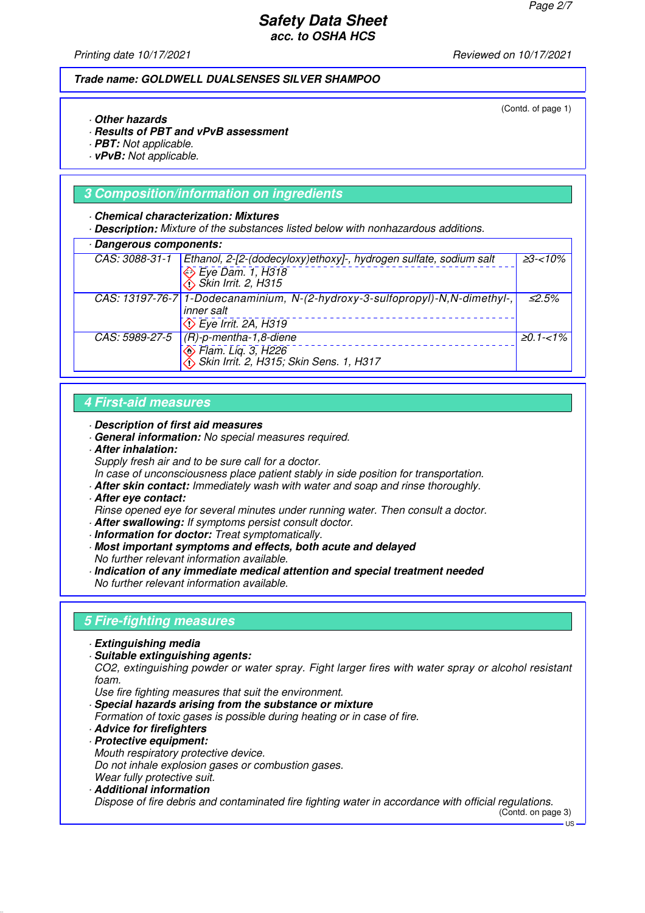Trade name: GOLDWELL DUALSENSES SILVER SHAMPOO

(Contd. of page 1)

· **Other hazards**
· **Results of PBT and vPvB assessment**
· **PBT:** Not applicable.
· **vPvB:** Not applicable.

## 3 Composition/information on ingredients

· **Chemical characterization: Mixtures**
· **Description:** Mixture of the substances listed below with nonhazardous additions.

· **Dangerous components:**

| CAS | Component / Classification | Concentration |
|---|---|---|
| CAS: 3088-31-1 | Ethanol, 2-[2-(dodecyloxy)ethoxy]-, hydrogen sulfate, sodium salt<br>Eye Dam. 1, H318<br>Skin Irrit. 2, H315 | ≥3-<10% |
| CAS: 13197-76-7 | 1-Dodecanaminium, N-(2-hydroxy-3-sulfopropyl)-N,N-dimethyl-, inner salt<br>Eye Irrit. 2A, H319 | ≤2.5% |
| CAS: 5989-27-5 | (R)-p-mentha-1,8-diene<br>Flam. Liq. 3, H226<br>Skin Irrit. 2, H315; Skin Sens. 1, H317 | ≥0.1-<1% |

## 4 First-aid measures

· **Description of first aid measures**
· **General information:** No special measures required.
· **After inhalation:**
Supply fresh air and to be sure call for a doctor.
In case of unconsciousness place patient stably in side position for transportation.
· **After skin contact:** Immediately wash with water and soap and rinse thoroughly.
· **After eye contact:**
Rinse opened eye for several minutes under running water. Then consult a doctor.
· **After swallowing:** If symptoms persist consult doctor.
· **Information for doctor:** Treat symptomatically.
· **Most important symptoms and effects, both acute and delayed**
No further relevant information available.
· **Indication of any immediate medical attention and special treatment needed**
No further relevant information available.

## 5 Fire-fighting measures

· **Extinguishing media**
· **Suitable extinguishing agents:**
$CO_2$, extinguishing powder or water spray. Fight larger fires with water spray or alcohol resistant foam.
Use fire fighting measures that suit the environment.
· **Special hazards arising from the substance or mixture**
Formation of toxic gases is possible during heating or in case of fire.
· **Advice for firefighters**
· **Protective equipment:**
Mouth respiratory protective device.
Do not inhale explosion gases or combustion gases.
Wear fully protective suit.
· **Additional information**
Dispose of fire debris and contaminated fire fighting water in accordance with official regulations.

(Contd. on page 3)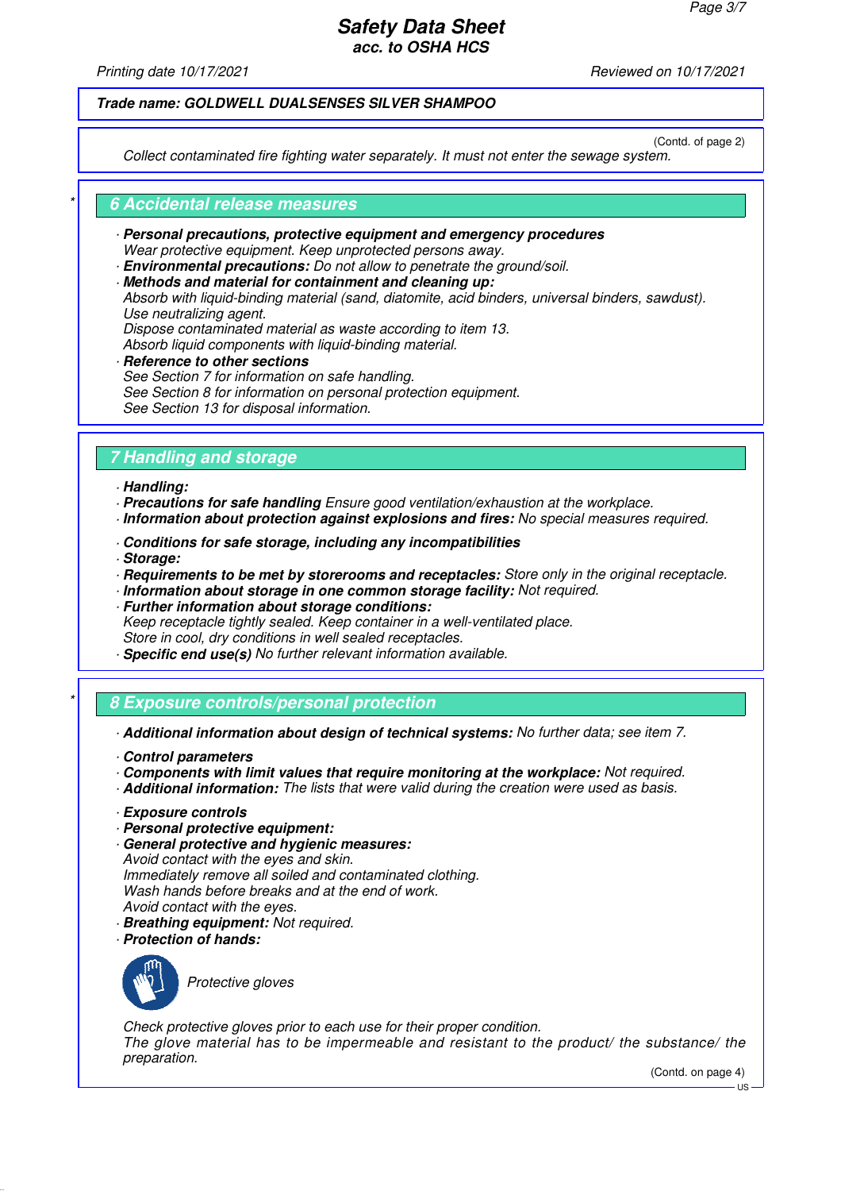Trade name: GOLDWELL DUALSENSES SILVER SHAMPOO

(Contd. of page 2)

Collect contaminated fire fighting water separately. It must not enter the sewage system.

## 6 Accidental release measures

· **Personal precautions, protective equipment and emergency procedures**
Wear protective equipment. Keep unprotected persons away.
· **Environmental precautions:** Do not allow to penetrate the ground/soil.
· **Methods and material for containment and cleaning up:**
Absorb with liquid-binding material (sand, diatomite, acid binders, universal binders, sawdust).
Use neutralizing agent.
Dispose contaminated material as waste according to item 13.
Absorb liquid components with liquid-binding material.
· **Reference to other sections**
See Section 7 for information on safe handling.
See Section 8 for information on personal protection equipment.
See Section 13 for disposal information.

## 7 Handling and storage

· **Handling:**
· **Precautions for safe handling** Ensure good ventilation/exhaustion at the workplace.
· **Information about protection against explosions and fires:** No special measures required.

· **Conditions for safe storage, including any incompatibilities**
· **Storage:**
· **Requirements to be met by storerooms and receptacles:** Store only in the original receptacle.
· **Information about storage in one common storage facility:** Not required.
· **Further information about storage conditions:**
Keep receptacle tightly sealed. Keep container in a well-ventilated place.
Store in cool, dry conditions in well sealed receptacles.
· **Specific end use(s)** No further relevant information available.

## 8 Exposure controls/personal protection

· **Additional information about design of technical systems:** No further data; see item 7.

· **Control parameters**
· **Components with limit values that require monitoring at the workplace:** Not required.
· **Additional information:** The lists that were valid during the creation were used as basis.

· **Exposure controls**
· **Personal protective equipment:**
· **General protective and hygienic measures:**
Avoid contact with the eyes and skin.
Immediately remove all soiled and contaminated clothing.
Wash hands before breaks and at the end of work.
Avoid contact with the eyes.
· **Breathing equipment:** Not required.
· **Protection of hands:**

Protective gloves

Check protective gloves prior to each use for their proper condition.
The glove material has to be impermeable and resistant to the product/ the substance/ the preparation.

(Contd. on page 4)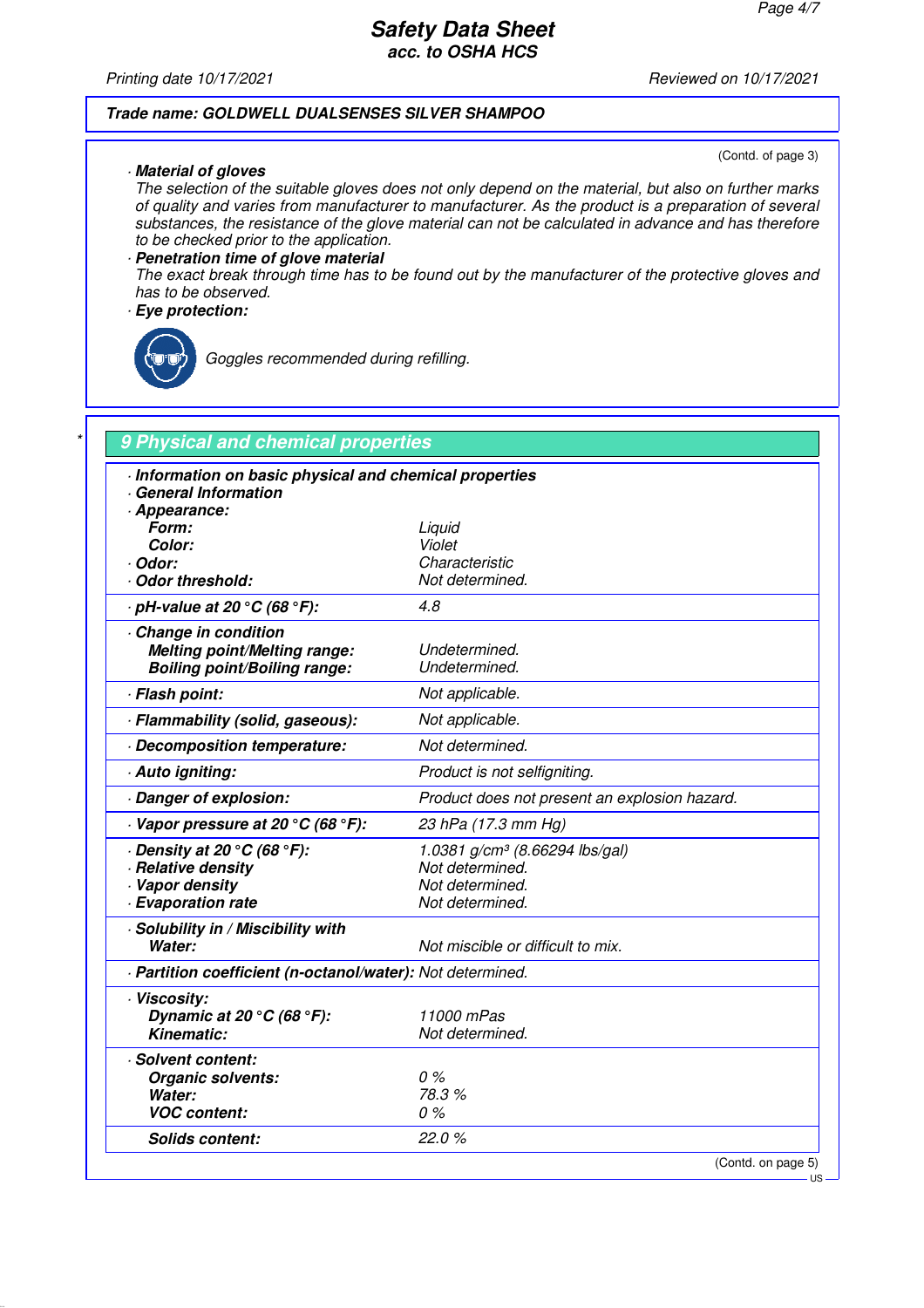**Trade name: GOLDWELL DUALSENSES SILVER SHAMPOO**

(Contd. of page 3)

· **Material of gloves**
The selection of the suitable gloves does not only depend on the material, but also on further marks of quality and varies from manufacturer to manufacturer. As the product is a preparation of several substances, the resistance of the glove material can not be calculated in advance and has therefore to be checked prior to the application.

· **Penetration time of glove material**
The exact break through time has to be found out by the manufacturer of the protective gloves and has to be observed.

· **Eye protection:**

Goggles recommended during refilling.

## 9 Physical and chemical properties

| · **Information on basic physical and chemical properties** | |
|---|---|
| · **General Information** | |
| · **Appearance:** | |
| **Form:** | Liquid |
| **Color:** | Violet |
| · **Odor:** | Characteristic |
| · **Odor threshold:** | Not determined. |
| · **pH-value at 20 °C (68 °F):** | 4.8 |
| · **Change in condition** | |
| **Melting point/Melting range:** | Undetermined. |
| **Boiling point/Boiling range:** | Undetermined. |
| · **Flash point:** | Not applicable. |
| · **Flammability (solid, gaseous):** | Not applicable. |
| · **Decomposition temperature:** | Not determined. |
| · **Auto igniting:** | Product is not selfigniting. |
| · **Danger of explosion:** | Product does not present an explosion hazard. |
| · **Vapor pressure at 20 °C (68 °F):** | 23 hPa (17.3 mm Hg) |
| · **Density at 20 °C (68 °F):** | 1.0381 g/cm³ (8.66294 lbs/gal) |
| · **Relative density** | Not determined. |
| · **Vapor density** | Not determined. |
| · **Evaporation rate** | Not determined. |
| · **Solubility in / Miscibility with** | |
| **Water:** | Not miscible or difficult to mix. |
| · **Partition coefficient (n-octanol/water):** | Not determined. |
| · **Viscosity:** | |
| **Dynamic at 20 °C (68 °F):** | 11000 mPas |
| **Kinematic:** | Not determined. |
| · **Solvent content:** | |
| **Organic solvents:** | 0 % |
| **Water:** | 78.3 % |
| **VOC content:** | 0 % |
| **Solids content:** | 22.0 % |

(Contd. on page 5)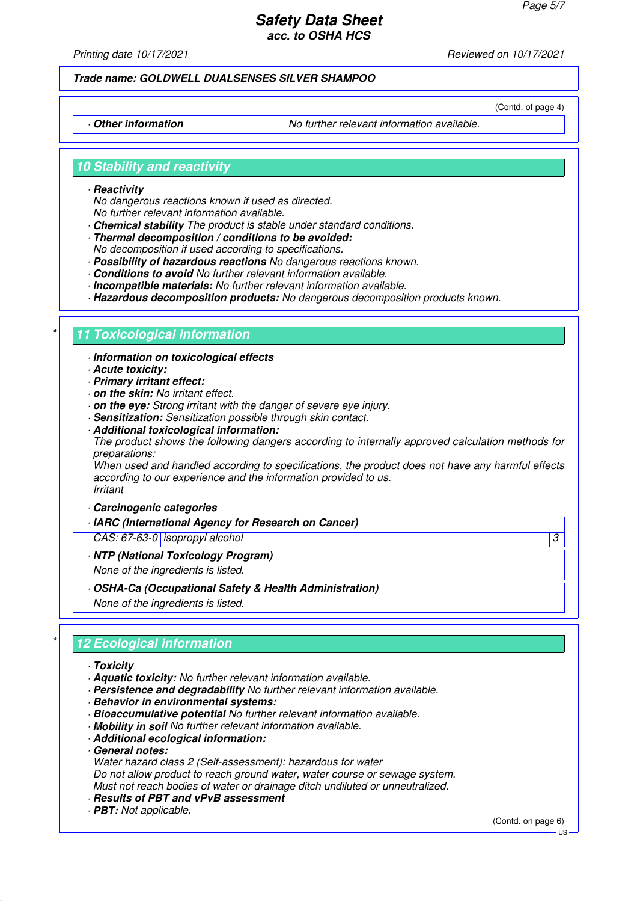**Trade name: GOLDWELL DUALSENSES SILVER SHAMPOO**

(Contd. of page 4)

| · **Other information** | No further relevant information available. |
|---|---|

## 10 Stability and reactivity

· **Reactivity**
No dangerous reactions known if used as directed.
No further relevant information available.
· **Chemical stability** The product is stable under standard conditions.
· **Thermal decomposition / conditions to be avoided:**
No decomposition if used according to specifications.
· **Possibility of hazardous reactions** No dangerous reactions known.
· **Conditions to avoid** No further relevant information available.
· **Incompatible materials:** No further relevant information available.
· **Hazardous decomposition products:** No dangerous decomposition products known.

## * 11 Toxicological information

· **Information on toxicological effects**
· **Acute toxicity:**
· **Primary irritant effect:**
· **on the skin:** No irritant effect.
· **on the eye:** Strong irritant with the danger of severe eye injury.
· **Sensitization:** Sensitization possible through skin contact.
· **Additional toxicological information:**
The product shows the following dangers according to internally approved calculation methods for preparations:
When used and handled according to specifications, the product does not have any harmful effects according to our experience and the information provided to us.
Irritant

· **Carcinogenic categories**

| · **IARC (International Agency for Research on Cancer)** | | |
|---|---|---|
| CAS: 67-63-0 | isopropyl alcohol | 3 |

| · **NTP (National Toxicology Program)** |
|---|
| None of the ingredients is listed. |

| · **OSHA-Ca (Occupational Safety & Health Administration)** |
|---|
| None of the ingredients is listed. |

## * 12 Ecological information

· **Toxicity**
· **Aquatic toxicity:** No further relevant information available.
· **Persistence and degradability** No further relevant information available.
· **Behavior in environmental systems:**
· **Bioaccumulative potential** No further relevant information available.
· **Mobility in soil** No further relevant information available.
· **Additional ecological information:**
· **General notes:**
Water hazard class 2 (Self-assessment): hazardous for water
Do not allow product to reach ground water, water course or sewage system.
Must not reach bodies of water or drainage ditch undiluted or unneutralized.
· **Results of PBT and vPvB assessment**
· **PBT:** Not applicable.

(Contd. on page 6)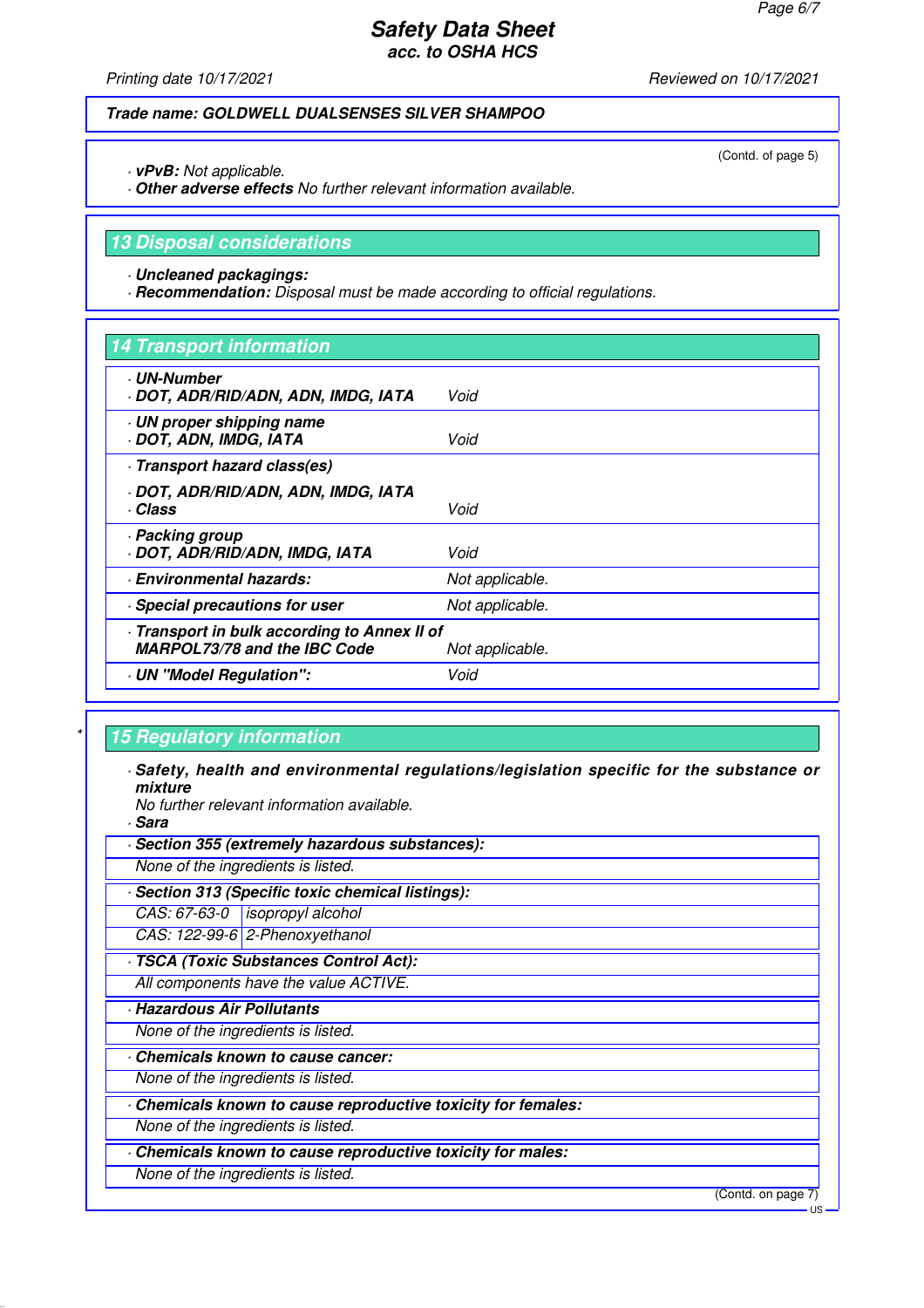**Trade name: GOLDWELL DUALSENSES SILVER SHAMPOO**

(Contd. of page 5)

· **vPvB:** Not applicable.
· **Other adverse effects** No further relevant information available.

## 13 Disposal considerations

· **Uncleaned packagings:**
· **Recommendation:** Disposal must be made according to official regulations.

## 14 Transport information

| | |
|---|---|
| · **UN-Number** · **DOT, ADR/RID/ADN, ADN, IMDG, IATA** | Void |
| · **UN proper shipping name** · **DOT, ADN, IMDG, IATA** | Void |
| · **Transport hazard class(es)** · **DOT, ADR/RID/ADN, ADN, IMDG, IATA** · **Class** | Void |
| · **Packing group** · **DOT, ADR/RID/ADN, IMDG, IATA** | Void |
| · **Environmental hazards:** | Not applicable. |
| · **Special precautions for user** | Not applicable. |
| · **Transport in bulk according to Annex II of MARPOL73/78 and the IBC Code** | Not applicable. |
| · **UN "Model Regulation":** | Void |

## 15 Regulatory information

· **Safety, health and environmental regulations/legislation specific for the substance or mixture**
No further relevant information available.
· **Sara**

· **Section 355 (extremely hazardous substances):**
None of the ingredients is listed.

· **Section 313 (Specific toxic chemical listings):**

| | |
|---|---|
| CAS: 67-63-0 | isopropyl alcohol |
| CAS: 122-99-6 | 2-Phenoxyethanol |

· **TSCA (Toxic Substances Control Act):**
All components have the value ACTIVE.

· **Hazardous Air Pollutants**
None of the ingredients is listed.

· **Chemicals known to cause cancer:**
None of the ingredients is listed.

· **Chemicals known to cause reproductive toxicity for females:**
None of the ingredients is listed.

· **Chemicals known to cause reproductive toxicity for males:**
None of the ingredients is listed.

(Contd. on page 7)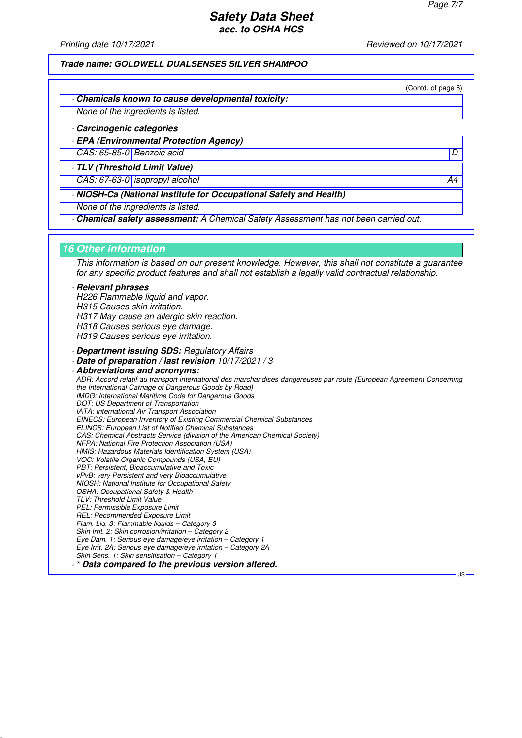Trade name: GOLDWELL DUALSENSES SILVER SHAMPOO

(Contd. of page 6)

· **Chemicals known to cause developmental toxicity:**

None of the ingredients is listed.

· **Carcinogenic categories**

· **EPA (Environmental Protection Agency)**

| CAS: 65-85-0 | Benzoic acid | D |
|---|---|---|

· **TLV (Threshold Limit Value)**

| CAS: 67-63-0 | isopropyl alcohol | A4 |
|---|---|---|

· **NIOSH-Ca (National Institute for Occupational Safety and Health)**

None of the ingredients is listed.

· **Chemical safety assessment:** A Chemical Safety Assessment has not been carried out.

## 16 Other information

This information is based on our present knowledge. However, this shall not constitute a guarantee for any specific product features and shall not establish a legally valid contractual relationship.

· **Relevant phrases**

H226 Flammable liquid and vapor.
H315 Causes skin irritation.
H317 May cause an allergic skin reaction.
H318 Causes serious eye damage.
H319 Causes serious eye irritation.

· **Department issuing SDS:** Regulatory Affairs
· **Date of preparation / last revision** 10/17/2021 / 3
· **Abbreviations and acronyms:**

ADR: Accord relatif au transport international des marchandises dangereuses par route (European Agreement Concerning the International Carriage of Dangerous Goods by Road)
IMDG: International Maritime Code for Dangerous Goods
DOT: US Department of Transportation
IATA: International Air Transport Association
EINECS: European Inventory of Existing Commercial Chemical Substances
ELINCS: European List of Notified Chemical Substances
CAS: Chemical Abstracts Service (division of the American Chemical Society)
NFPA: National Fire Protection Association (USA)
HMIS: Hazardous Materials Identification System (USA)
VOC: Volatile Organic Compounds (USA, EU)
PBT: Persistent, Bioaccumulative and Toxic
vPvB: very Persistent and very Bioaccumulative
NIOSH: National Institute for Occupational Safety
OSHA: Occupational Safety & Health
TLV: Threshold Limit Value
PEL: Permissible Exposure Limit
REL: Recommended Exposure Limit
Flam. Liq. 3: Flammable liquids – Category 3
Skin Irrit. 2: Skin corrosion/irritation – Category 2
Eye Dam. 1: Serious eye damage/eye irritation – Category 1
Eye Irrit. 2A: Serious eye damage/eye irritation – Category 2A
Skin Sens. 1: Skin sensitisation – Category 1

· *** Data compared to the previous version altered.**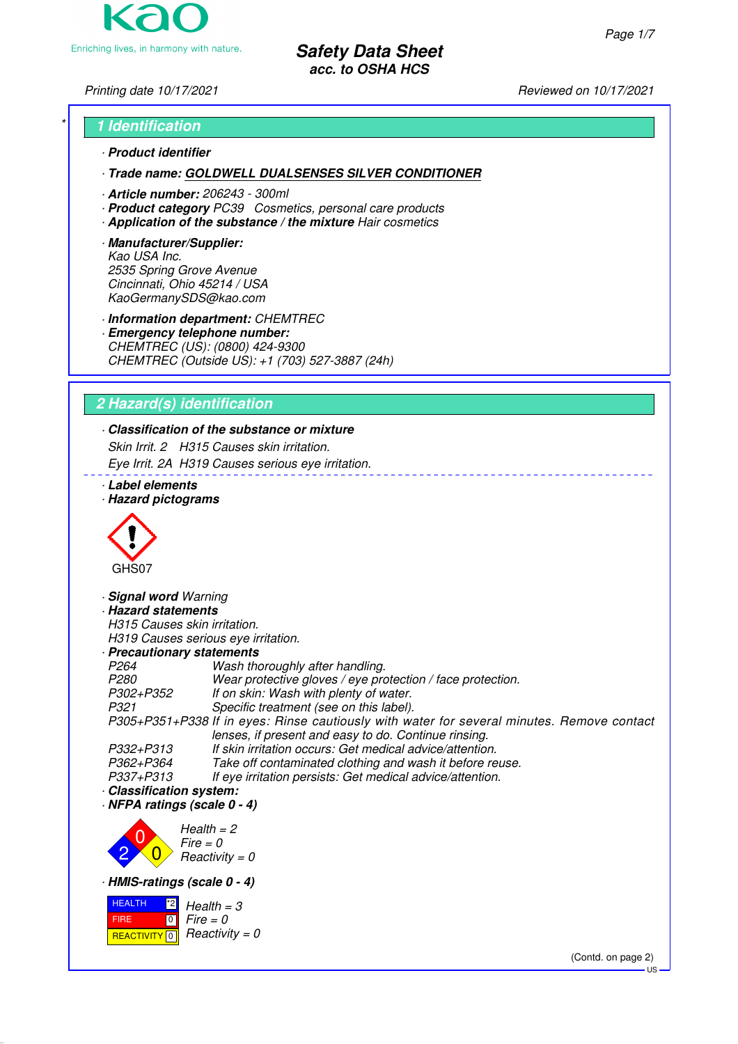**Safety Data Sheet**
*acc. to OSHA HCS*

Printing date 10/17/2021 — Reviewed on 10/17/2021

## 1 Identification

· **Product identifier**

· **Trade name: GOLDWELL DUALSENSES SILVER CONDITIONER**

· **Article number:** 206243 - 300ml
· **Product category** PC39 Cosmetics, personal care products
· **Application of the substance / the mixture** Hair cosmetics

· **Manufacturer/Supplier:**
Kao USA Inc.
2535 Spring Grove Avenue
Cincinnati, Ohio 45214 / USA
KaoGermanySDS@kao.com

· **Information department:** CHEMTREC
· **Emergency telephone number:**
CHEMTREC (US): (0800) 424-9300
CHEMTREC (Outside US): +1 (703) 527-3887 (24h)

## 2 Hazard(s) identification

· **Classification of the substance or mixture**
Skin Irrit. 2 H315 Causes skin irritation.
Eye Irrit. 2A H319 Causes serious eye irritation.

· **Label elements**
· **Hazard pictograms**

GHS07

· **Signal word** Warning
· **Hazard statements**
H315 Causes skin irritation.
H319 Causes serious eye irritation.
· **Precautionary statements**

| | |
|---|---|
| P264 | Wash thoroughly after handling. |
| P280 | Wear protective gloves / eye protection / face protection. |
| P302+P352 | If on skin: Wash with plenty of water. |
| P321 | Specific treatment (see on this label). |
| P305+P351+P338 | If in eyes: Rinse cautiously with water for several minutes. Remove contact lenses, if present and easy to do. Continue rinsing. |
| P332+P313 | If skin irritation occurs: Get medical advice/attention. |
| P362+P364 | Take off contaminated clothing and wash it before reuse. |
| P337+P313 | If eye irritation persists: Get medical advice/attention. |

· **Classification system:**
· **NFPA ratings (scale 0 - 4)**

Health = 2
Fire = 0
Reactivity = 0

· **HMIS-ratings (scale 0 - 4)**

| | |
|---|---|
| HEALTH | *2 |
| FIRE | 0 |
| REACTIVITY | 0 |

Health = 3
Fire = 0
Reactivity = 0

(Contd. on page 2)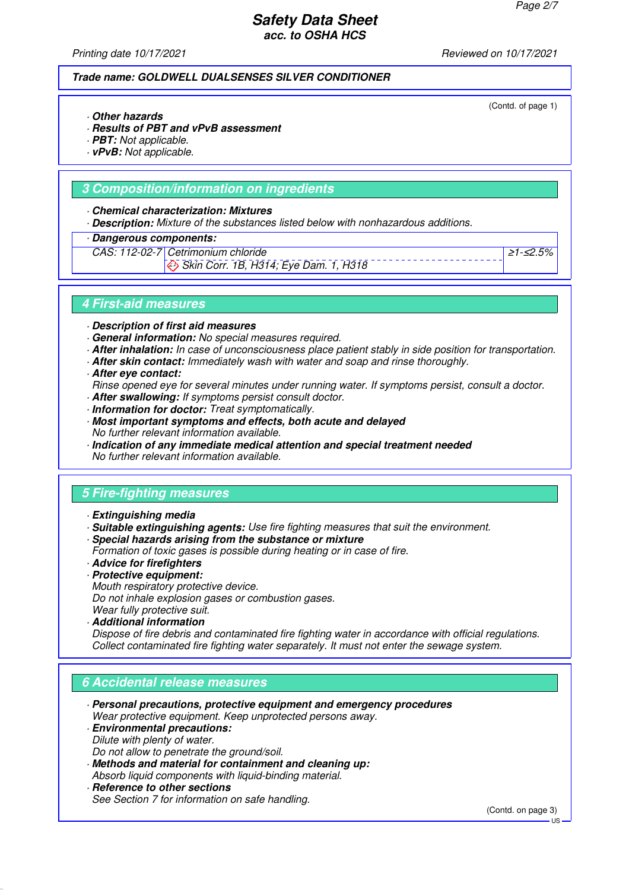**Trade name: GOLDWELL DUALSENSES SILVER CONDITIONER**

(Contd. of page 1)

· **Other hazards**
· **Results of PBT and vPvB assessment**
· **PBT:** Not applicable.
· **vPvB:** Not applicable.

## 3 Composition/information on ingredients

· **Chemical characterization: Mixtures**
· **Description:** Mixture of the substances listed below with nonhazardous additions.

| · Dangerous components: | | |
|---|---|---|
| CAS: 112-02-7 | Cetrimonium chloride<br>Skin Corr. 1B, H314; Eye Dam. 1, H318 | ≥1-≤2.5% |

## 4 First-aid measures

· **Description of first aid measures**
· **General information:** No special measures required.
· **After inhalation:** In case of unconsciousness place patient stably in side position for transportation.
· **After skin contact:** Immediately wash with water and soap and rinse thoroughly.
· **After eye contact:**
Rinse opened eye for several minutes under running water. If symptoms persist, consult a doctor.
· **After swallowing:** If symptoms persist consult doctor.
· **Information for doctor:** Treat symptomatically.
· **Most important symptoms and effects, both acute and delayed**
No further relevant information available.
· **Indication of any immediate medical attention and special treatment needed**
No further relevant information available.

## 5 Fire-fighting measures

· **Extinguishing media**
· **Suitable extinguishing agents:** Use fire fighting measures that suit the environment.
· **Special hazards arising from the substance or mixture**
Formation of toxic gases is possible during heating or in case of fire.
· **Advice for firefighters**
· **Protective equipment:**
Mouth respiratory protective device.
Do not inhale explosion gases or combustion gases.
Wear fully protective suit.
· **Additional information**
Dispose of fire debris and contaminated fire fighting water in accordance with official regulations.
Collect contaminated fire fighting water separately. It must not enter the sewage system.

## 6 Accidental release measures

· **Personal precautions, protective equipment and emergency procedures**
Wear protective equipment. Keep unprotected persons away.
· **Environmental precautions:**
Dilute with plenty of water.
Do not allow to penetrate the ground/soil.
· **Methods and material for containment and cleaning up:**
Absorb liquid components with liquid-binding material.
· **Reference to other sections**
See Section 7 for information on safe handling.

(Contd. on page 3)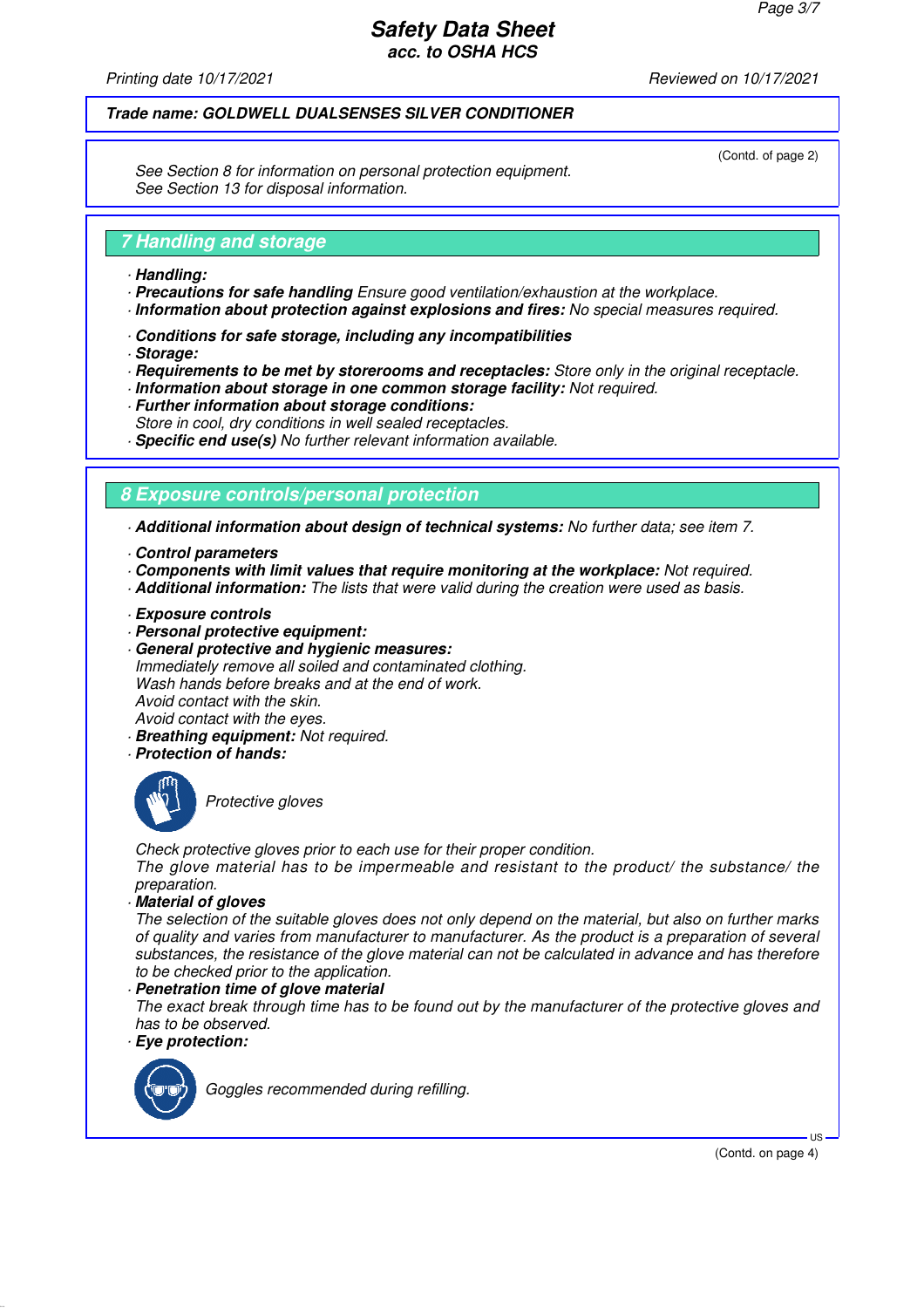**Trade name: GOLDWELL DUALSENSES SILVER CONDITIONER**

(Contd. of page 2)

See Section 8 for information on personal protection equipment.
See Section 13 for disposal information.

## 7 Handling and storage

· **Handling:**
· **Precautions for safe handling** Ensure good ventilation/exhaustion at the workplace.
· **Information about protection against explosions and fires:** No special measures required.

· **Conditions for safe storage, including any incompatibilities**
· **Storage:**
· **Requirements to be met by storerooms and receptacles:** Store only in the original receptacle.
· **Information about storage in one common storage facility:** Not required.
· **Further information about storage conditions:**
Store in cool, dry conditions in well sealed receptacles.
· **Specific end use(s)** No further relevant information available.

## 8 Exposure controls/personal protection

· **Additional information about design of technical systems:** No further data; see item 7.

· **Control parameters**
· **Components with limit values that require monitoring at the workplace:** Not required.
· **Additional information:** The lists that were valid during the creation were used as basis.

· **Exposure controls**
· **Personal protective equipment:**
· **General protective and hygienic measures:**
Immediately remove all soiled and contaminated clothing.
Wash hands before breaks and at the end of work.
Avoid contact with the skin.
Avoid contact with the eyes.
· **Breathing equipment:** Not required.
· **Protection of hands:**

Protective gloves

Check protective gloves prior to each use for their proper condition.
The glove material has to be impermeable and resistant to the product/ the substance/ the preparation.
· **Material of gloves**
The selection of the suitable gloves does not only depend on the material, but also on further marks of quality and varies from manufacturer to manufacturer. As the product is a preparation of several substances, the resistance of the glove material can not be calculated in advance and has therefore to be checked prior to the application.
· **Penetration time of glove material**
The exact break through time has to be found out by the manufacturer of the protective gloves and has to be observed.
· **Eye protection:**

Goggles recommended during refilling.

(Contd. on page 4)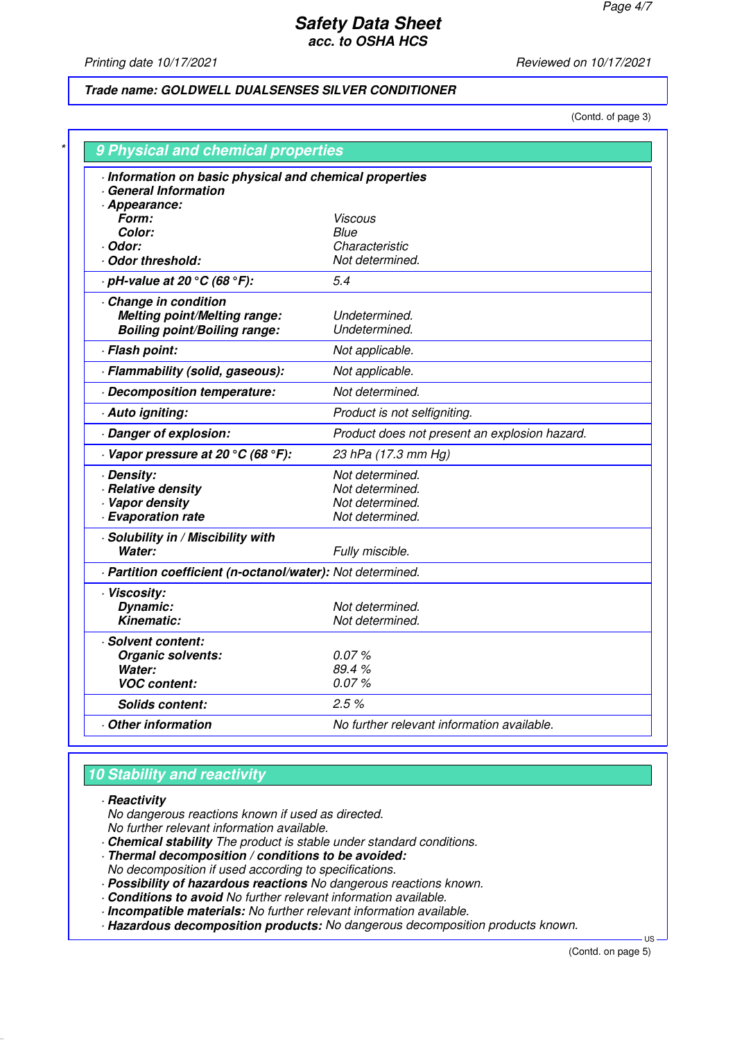Trade name: **GOLDWELL DUALSENSES SILVER CONDITIONER**

(Contd. of page 3)

## 9 Physical and chemical properties

| Property | Value |
|---|---|
| · **Information on basic physical and chemical properties** | |
| · **General Information** | |
| · **Appearance:** | |
| **Form:** | Viscous |
| **Color:** | Blue |
| · **Odor:** | Characteristic |
| · **Odor threshold:** | Not determined. |
| · **pH-value at 20 °C (68 °F):** | 5.4 |
| · **Change in condition** | |
| **Melting point/Melting range:** | Undetermined. |
| **Boiling point/Boiling range:** | Undetermined. |
| · **Flash point:** | Not applicable. |
| · **Flammability (solid, gaseous):** | Not applicable. |
| · **Decomposition temperature:** | Not determined. |
| · **Auto igniting:** | Product is not selfigniting. |
| · **Danger of explosion:** | Product does not present an explosion hazard. |
| · **Vapor pressure at 20 °C (68 °F):** | 23 hPa (17.3 mm Hg) |
| · **Density:** | Not determined. |
| · **Relative density** | Not determined. |
| · **Vapor density** | Not determined. |
| · **Evaporation rate** | Not determined. |
| · **Solubility in / Miscibility with** | |
| **Water:** | Fully miscible. |
| · **Partition coefficient (n-octanol/water):** | Not determined. |
| · **Viscosity:** | |
| **Dynamic:** | Not determined. |
| **Kinematic:** | Not determined. |
| · **Solvent content:** | |
| **Organic solvents:** | 0.07 % |
| **Water:** | 89.4 % |
| **VOC content:** | 0.07 % |
| **Solids content:** | 2.5 % |
| · **Other information** | No further relevant information available. |

## 10 Stability and reactivity

· **Reactivity**
No dangerous reactions known if used as directed.
No further relevant information available.
· **Chemical stability** The product is stable under standard conditions.
· **Thermal decomposition / conditions to be avoided:**
No decomposition if used according to specifications.
· **Possibility of hazardous reactions** No dangerous reactions known.
· **Conditions to avoid** No further relevant information available.
· **Incompatible materials:** No further relevant information available.
· **Hazardous decomposition products:** No dangerous decomposition products known.

(Contd. on page 5)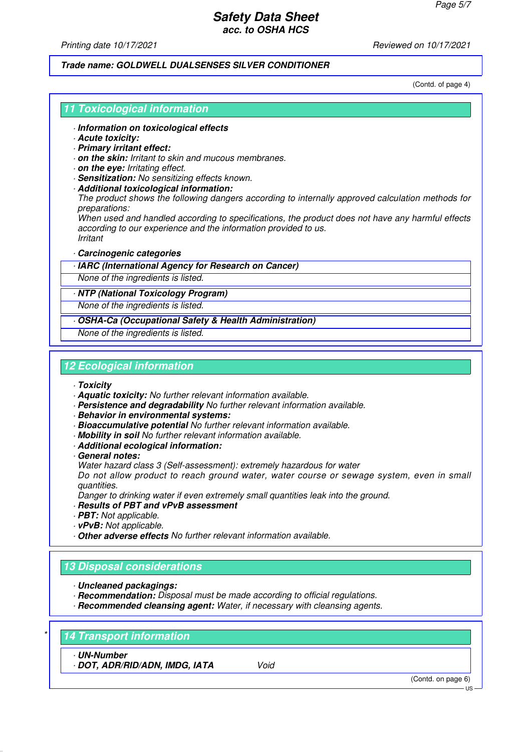(Contd. of page 4)

## 11 Toxicological information

· **Information on toxicological effects**
· **Acute toxicity:**
· **Primary irritant effect:**
· **on the skin:** Irritant to skin and mucous membranes.
· **on the eye:** Irritating effect.
· **Sensitization:** No sensitizing effects known.
· **Additional toxicological information:**
The product shows the following dangers according to internally approved calculation methods for preparations:
When used and handled according to specifications, the product does not have any harmful effects according to our experience and the information provided to us.
Irritant

· **Carcinogenic categories**

| · IARC (International Agency for Research on Cancer) |
| --- |
| None of the ingredients is listed. |

| · NTP (National Toxicology Program) |
| --- |
| None of the ingredients is listed. |

| · OSHA-Ca (Occupational Safety & Health Administration) |
| --- |
| None of the ingredients is listed. |

## 12 Ecological information

· **Toxicity**
· **Aquatic toxicity:** No further relevant information available.
· **Persistence and degradability** No further relevant information available.
· **Behavior in environmental systems:**
· **Bioaccumulative potential** No further relevant information available.
· **Mobility in soil** No further relevant information available.
· **Additional ecological information:**
· **General notes:**
Water hazard class 3 (Self-assessment): extremely hazardous for water
Do not allow product to reach ground water, water course or sewage system, even in small quantities.
Danger to drinking water if even extremely small quantities leak into the ground.
· **Results of PBT and vPvB assessment**
· **PBT:** Not applicable.
· **vPvB:** Not applicable.
· **Other adverse effects** No further relevant information available.

## 13 Disposal considerations

· **Uncleaned packagings:**
· **Recommendation:** Disposal must be made according to official regulations.
· **Recommended cleansing agent:** Water, if necessary with cleansing agents.

## 14 Transport information

| · UN-Number | |
| --- | --- |
| · DOT, ADR/RID/ADN, IMDG, IATA | Void |

(Contd. on page 6)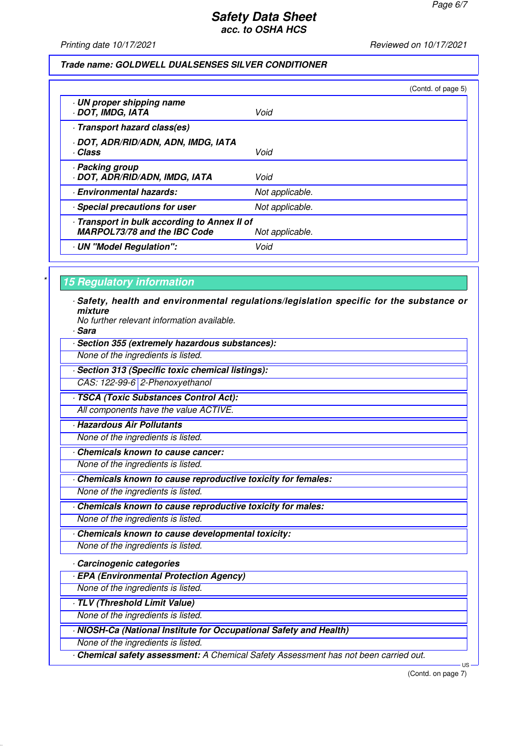**Trade name: GOLDWELL DUALSENSES SILVER CONDITIONER**

(Contd. of page 5)

| | |
|---|---|
| · **UN proper shipping name** · **DOT, IMDG, IATA** | Void |
| · **Transport hazard class(es)** · **DOT, ADR/RID/ADN, ADN, IMDG, IATA** · **Class** | Void |
| · **Packing group** · **DOT, ADR/RID/ADN, IMDG, IATA** | Void |
| · **Environmental hazards:** | Not applicable. |
| · **Special precautions for user** | Not applicable. |
| · **Transport in bulk according to Annex II of MARPOL73/78 and the IBC Code** | Not applicable. |
| · **UN "Model Regulation":** | Void |

\* 

## 15 Regulatory information

· ***Safety, health and environmental regulations/legislation specific for the substance or mixture***
*No further relevant information available.*

· ***Sara***

· ***Section 355 (extremely hazardous substances):***
*None of the ingredients is listed.*

· ***Section 313 (Specific toxic chemical listings):***

| | |
|---|---|
| CAS: 122-99-6 | 2-Phenoxyethanol |

· ***TSCA (Toxic Substances Control Act):***
*All components have the value ACTIVE.*

· ***Hazardous Air Pollutants***
*None of the ingredients is listed.*

· ***Chemicals known to cause cancer:***
*None of the ingredients is listed.*

· ***Chemicals known to cause reproductive toxicity for females:***
*None of the ingredients is listed.*

· ***Chemicals known to cause reproductive toxicity for males:***
*None of the ingredients is listed.*

· ***Chemicals known to cause developmental toxicity:***
*None of the ingredients is listed.*

· ***Carcinogenic categories***

· ***EPA (Environmental Protection Agency)***
*None of the ingredients is listed.*

· ***TLV (Threshold Limit Value)***
*None of the ingredients is listed.*

· ***NIOSH-Ca (National Institute for Occupational Safety and Health)***
*None of the ingredients is listed.*

· ***Chemical safety assessment:*** *A Chemical Safety Assessment has not been carried out.*

(Contd. on page 7)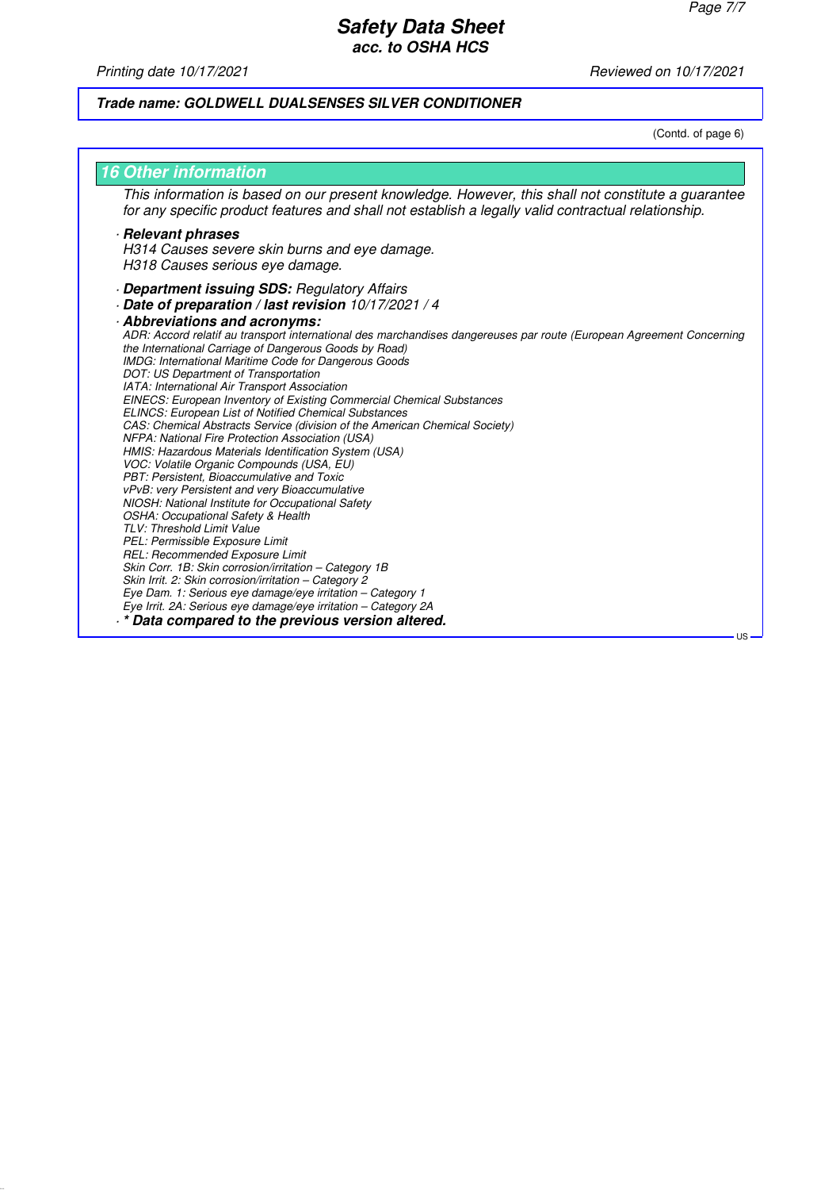**Trade name: GOLDWELL DUALSENSES SILVER CONDITIONER**

(Contd. of page 6)

## 16 Other information

This information is based on our present knowledge. However, this shall not constitute a guarantee for any specific product features and shall not establish a legally valid contractual relationship.

· **Relevant phrases**
H314 Causes severe skin burns and eye damage.
H318 Causes serious eye damage.

· **Department issuing SDS:** Regulatory Affairs
· **Date of preparation / last revision** 10/17/2021 / 4
· **Abbreviations and acronyms:**
ADR: Accord relatif au transport international des marchandises dangereuses par route (European Agreement Concerning the International Carriage of Dangerous Goods by Road)
IMDG: International Maritime Code for Dangerous Goods
DOT: US Department of Transportation
IATA: International Air Transport Association
EINECS: European Inventory of Existing Commercial Chemical Substances
ELINCS: European List of Notified Chemical Substances
CAS: Chemical Abstracts Service (division of the American Chemical Society)
NFPA: National Fire Protection Association (USA)
HMIS: Hazardous Materials Identification System (USA)
VOC: Volatile Organic Compounds (USA, EU)
PBT: Persistent, Bioaccumulative and Toxic
vPvB: very Persistent and very Bioaccumulative
NIOSH: National Institute for Occupational Safety
OSHA: Occupational Safety & Health
TLV: Threshold Limit Value
PEL: Permissible Exposure Limit
REL: Recommended Exposure Limit
Skin Corr. 1B: Skin corrosion/irritation – Category 1B
Skin Irrit. 2: Skin corrosion/irritation – Category 2
Eye Dam. 1: Serious eye damage/eye irritation – Category 1
Eye Irrit. 2A: Serious eye damage/eye irritation – Category 2A

· **\* Data compared to the previous version altered.**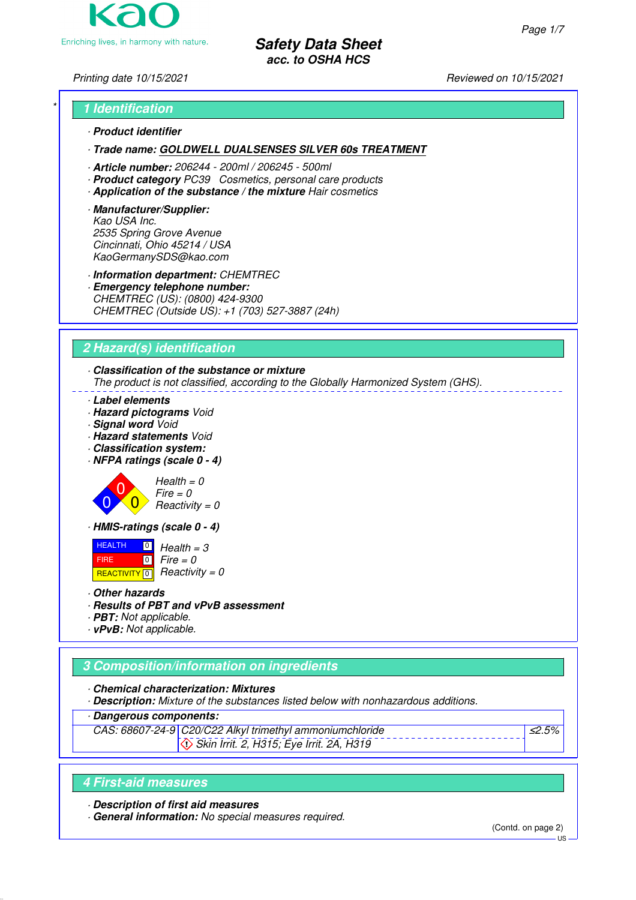Kao
Enriching lives, in harmony with nature.

# Safety Data Sheet
acc. to OSHA HCS

Printing date 10/15/2021 Reviewed on 10/15/2021

## 1 Identification

· **Product identifier**

· **Trade name:** **GOLDWELL DUALSENSES SILVER 60s TREATMENT**

· **Article number:** 206244 - 200ml / 206245 - 500ml
· **Product category** PC39 Cosmetics, personal care products
· **Application of the substance / the mixture** Hair cosmetics

· **Manufacturer/Supplier:**
Kao USA Inc.
2535 Spring Grove Avenue
Cincinnati, Ohio 45214 / USA
KaoGermanySDS@kao.com

· **Information department:** CHEMTREC
· **Emergency telephone number:**
CHEMTREC (US): (0800) 424-9300
CHEMTREC (Outside US): +1 (703) 527-3887 (24h)

## 2 Hazard(s) identification

· **Classification of the substance or mixture**
The product is not classified, according to the Globally Harmonized System (GHS).

· **Label elements**
· **Hazard pictograms** Void
· **Signal word** Void
· **Hazard statements** Void
· **Classification system:**
· **NFPA ratings (scale 0 - 4)**

Health = 0
Fire = 0
Reactivity = 0

· **HMIS-ratings (scale 0 - 4)**

| | | |
|---|---|---|
| HEALTH | 0 | Health = 3 |
| FIRE | 0 | Fire = 0 |
| REACTIVITY | 0 | Reactivity = 0 |

· **Other hazards**
· **Results of PBT and vPvB assessment**
· **PBT:** Not applicable.
· **vPvB:** Not applicable.

## 3 Composition/information on ingredients

· **Chemical characterization: Mixtures**
· **Description:** Mixture of the substances listed below with nonhazardous additions.

· **Dangerous components:**

| | | |
|---|---|---|
| CAS: 68607-24-9 | C20/C22 Alkyl trimethyl ammoniumchloride | ≤2.5% |
| | Skin Irrit. 2, H315; Eye Irrit. 2A, H319 | |

## 4 First-aid measures

· **Description of first aid measures**
· **General information:** No special measures required.

(Contd. on page 2)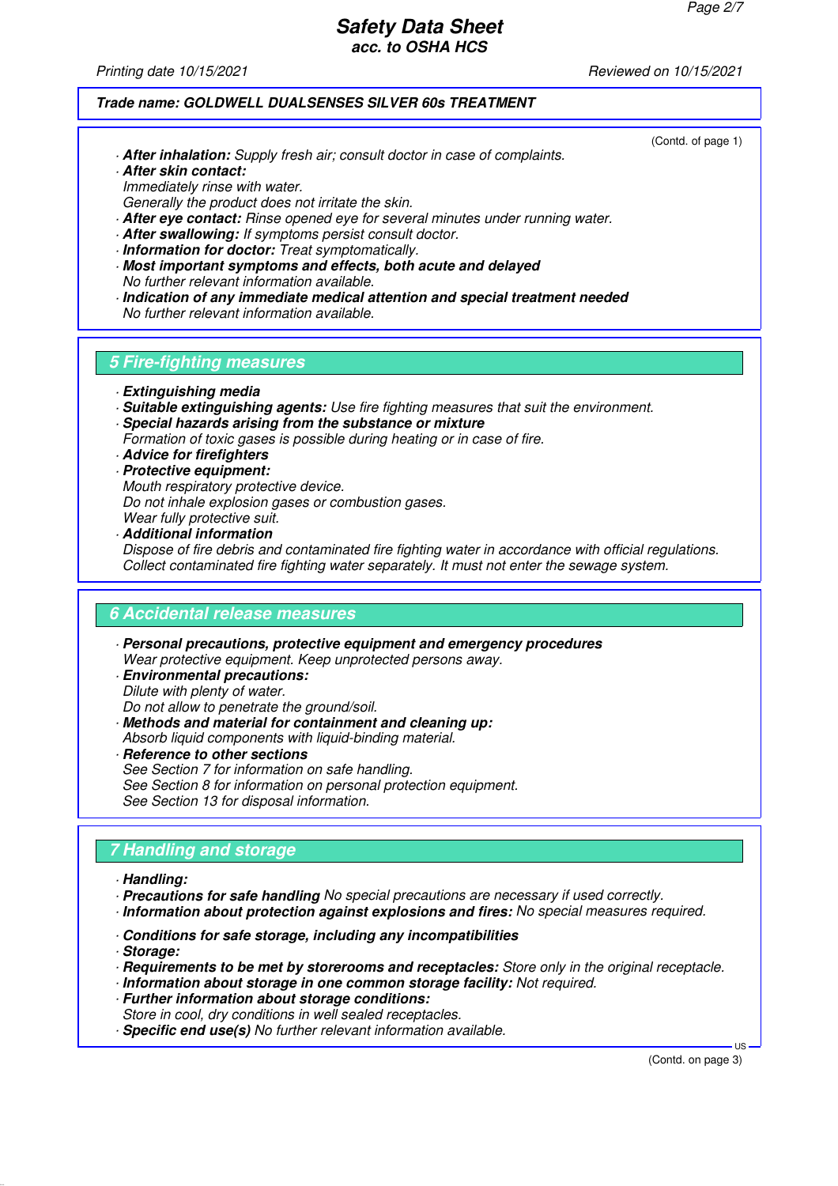Trade name: GOLDWELL DUALSENSES SILVER 60s TREATMENT

(Contd. of page 1)

· **After inhalation:** Supply fresh air; consult doctor in case of complaints.
· **After skin contact:**
Immediately rinse with water.
Generally the product does not irritate the skin.
· **After eye contact:** Rinse opened eye for several minutes under running water.
· **After swallowing:** If symptoms persist consult doctor.
· **Information for doctor:** Treat symptomatically.
· **Most important symptoms and effects, both acute and delayed**
No further relevant information available.
· **Indication of any immediate medical attention and special treatment needed**
No further relevant information available.

## 5 Fire-fighting measures

· **Extinguishing media**
· **Suitable extinguishing agents:** Use fire fighting measures that suit the environment.
· **Special hazards arising from the substance or mixture**
Formation of toxic gases is possible during heating or in case of fire.
· **Advice for firefighters**
· **Protective equipment:**
Mouth respiratory protective device.
Do not inhale explosion gases or combustion gases.
Wear fully protective suit.
· **Additional information**
Dispose of fire debris and contaminated fire fighting water in accordance with official regulations.
Collect contaminated fire fighting water separately. It must not enter the sewage system.

## 6 Accidental release measures

· **Personal precautions, protective equipment and emergency procedures**
Wear protective equipment. Keep unprotected persons away.
· **Environmental precautions:**
Dilute with plenty of water.
Do not allow to penetrate the ground/soil.
· **Methods and material for containment and cleaning up:**
Absorb liquid components with liquid-binding material.
· **Reference to other sections**
See Section 7 for information on safe handling.
See Section 8 for information on personal protection equipment.
See Section 13 for disposal information.

## 7 Handling and storage

· **Handling:**
· **Precautions for safe handling** No special precautions are necessary if used correctly.
· **Information about protection against explosions and fires:** No special measures required.

· **Conditions for safe storage, including any incompatibilities**
· **Storage:**
· **Requirements to be met by storerooms and receptacles:** Store only in the original receptacle.
· **Information about storage in one common storage facility:** Not required.
· **Further information about storage conditions:**
Store in cool, dry conditions in well sealed receptacles.
· **Specific end use(s)** No further relevant information available.

(Contd. on page 3)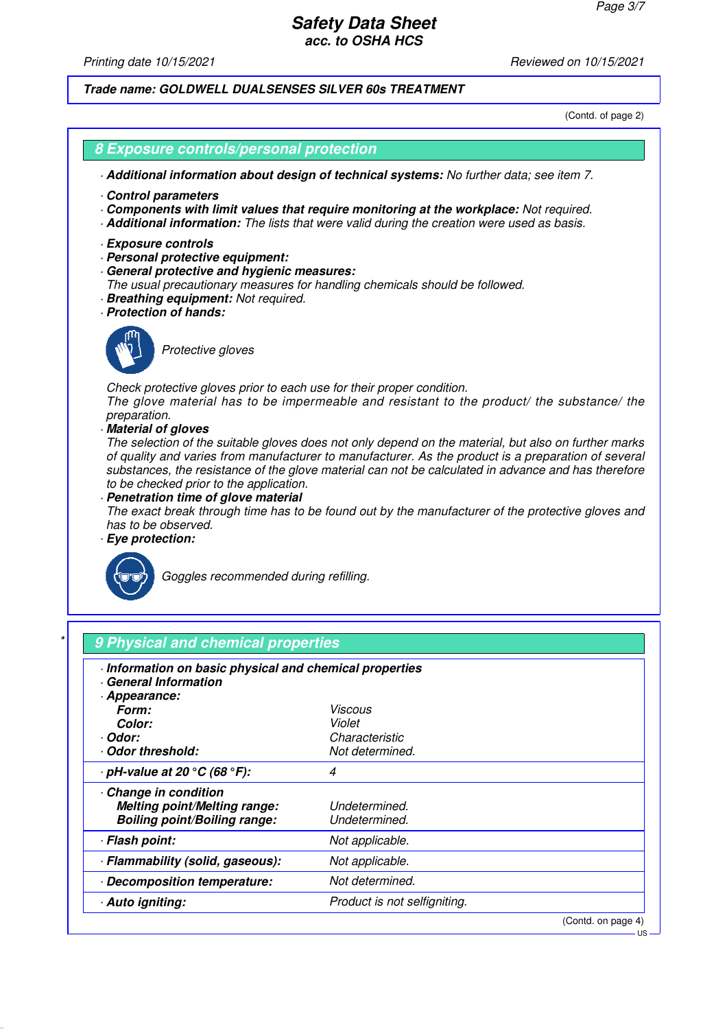Trade name: GOLDWELL DUALSENSES SILVER 60s TREATMENT

(Contd. of page 2)

## 8 Exposure controls/personal protection

· **Additional information about design of technical systems:** No further data; see item 7.

· **Control parameters**
· **Components with limit values that require monitoring at the workplace:** Not required.
· **Additional information:** The lists that were valid during the creation were used as basis.

· **Exposure controls**
· **Personal protective equipment:**
· **General protective and hygienic measures:**
The usual precautionary measures for handling chemicals should be followed.
· **Breathing equipment:** Not required.
· **Protection of hands:**

Protective gloves

Check protective gloves prior to each use for their proper condition.
The glove material has to be impermeable and resistant to the product/ the substance/ the preparation.
· **Material of gloves**
The selection of the suitable gloves does not only depend on the material, but also on further marks of quality and varies from manufacturer to manufacturer. As the product is a preparation of several substances, the resistance of the glove material can not be calculated in advance and has therefore to be checked prior to the application.
· **Penetration time of glove material**
The exact break through time has to be found out by the manufacturer of the protective gloves and has to be observed.
· **Eye protection:**

Goggles recommended during refilling.

## 9 Physical and chemical properties

| | |
|---|---|
| · **Information on basic physical and chemical properties** | |
| · **General Information** | |
| · **Appearance:** | |
| **Form:** | Viscous |
| **Color:** | Violet |
| · **Odor:** | Characteristic |
| · **Odor threshold:** | Not determined. |
| · **pH-value at 20 °C (68 °F):** | 4 |
| · **Change in condition** | |
| **Melting point/Melting range:** | Undetermined. |
| **Boiling point/Boiling range:** | Undetermined. |
| · **Flash point:** | Not applicable. |
| · **Flammability (solid, gaseous):** | Not applicable. |
| · **Decomposition temperature:** | Not determined. |
| · **Auto igniting:** | Product is not selfigniting. |

(Contd. on page 4)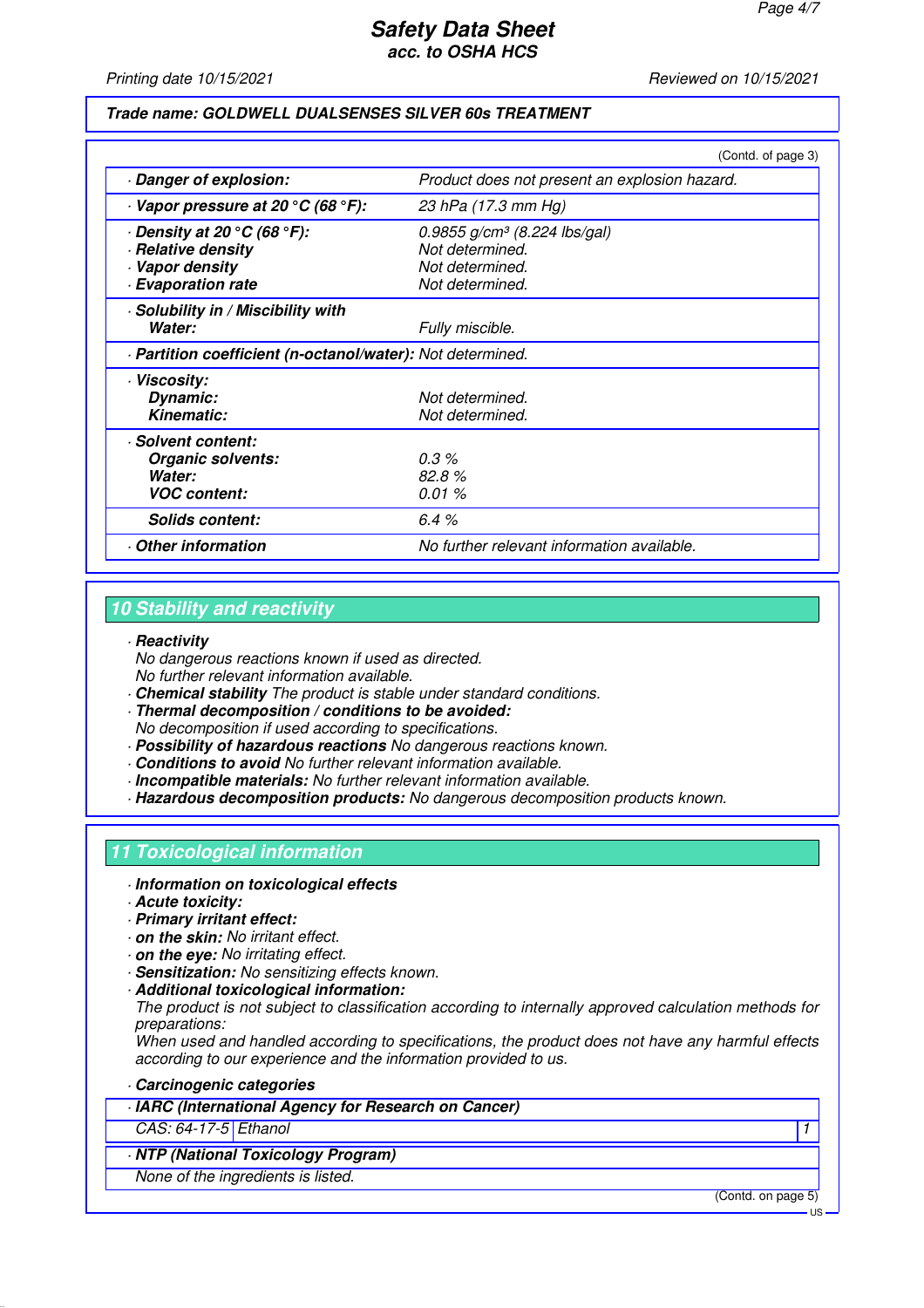Trade name: **GOLDWELL DUALSENSES SILVER 60s TREATMENT**

(Contd. of page 3)

| | |
|---|---|
| · **Danger of explosion:** | Product does not present an explosion hazard. |
| · **Vapor pressure at 20 °C (68 °F):** | 23 hPa (17.3 mm Hg) |
| · **Density at 20 °C (68 °F):** | 0.9855 g/cm³ (8.224 lbs/gal) |
| · **Relative density** | Not determined. |
| · **Vapor density** | Not determined. |
| · **Evaporation rate** | Not determined. |
| · **Solubility in / Miscibility with** | |
| **Water:** | Fully miscible. |
| · **Partition coefficient (n-octanol/water):** | Not determined. |
| · **Viscosity:** | |
| **Dynamic:** | Not determined. |
| **Kinematic:** | Not determined. |
| · **Solvent content:** | |
| **Organic solvents:** | 0.3 % |
| **Water:** | 82.8 % |
| **VOC content:** | 0.01 % |
| **Solids content:** | 6.4 % |
| · **Other information** | No further relevant information available. |

## 10 Stability and reactivity

· **Reactivity**
No dangerous reactions known if used as directed.
No further relevant information available.
· **Chemical stability** The product is stable under standard conditions.
· **Thermal decomposition / conditions to be avoided:**
No decomposition if used according to specifications.
· **Possibility of hazardous reactions** No dangerous reactions known.
· **Conditions to avoid** No further relevant information available.
· **Incompatible materials:** No further relevant information available.
· **Hazardous decomposition products:** No dangerous decomposition products known.

## 11 Toxicological information

· **Information on toxicological effects**
· **Acute toxicity:**
· **Primary irritant effect:**
· **on the skin:** No irritant effect.
· **on the eye:** No irritating effect.
· **Sensitization:** No sensitizing effects known.
· **Additional toxicological information:**
The product is not subject to classification according to internally approved calculation methods for preparations:
When used and handled according to specifications, the product does not have any harmful effects according to our experience and the information provided to us.

· **Carcinogenic categories**

| · **IARC (International Agency for Research on Cancer)** | | |
|---|---|---|
| CAS: 64-17-5 | Ethanol | 1 |

| · **NTP (National Toxicology Program)** |
|---|
| None of the ingredients is listed. |

(Contd. on page 5)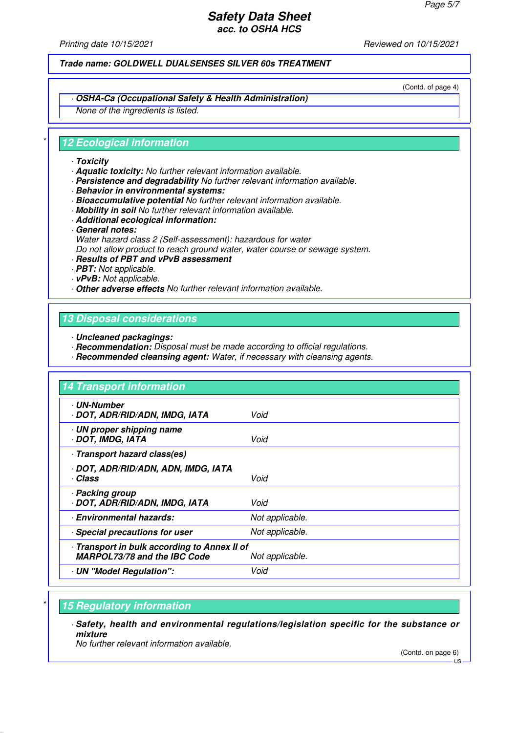Trade name: GOLDWELL DUALSENSES SILVER 60s TREATMENT

(Contd. of page 4)

· **OSHA-Ca (Occupational Safety & Health Administration)**

None of the ingredients is listed.

## 12 Ecological information

· **Toxicity**
· **Aquatic toxicity:** No further relevant information available.
· **Persistence and degradability** No further relevant information available.
· **Behavior in environmental systems:**
· **Bioaccumulative potential** No further relevant information available.
· **Mobility in soil** No further relevant information available.
· **Additional ecological information:**
· **General notes:**
Water hazard class 2 (Self-assessment): hazardous for water
Do not allow product to reach ground water, water course or sewage system.
· **Results of PBT and vPvB assessment**
· **PBT:** Not applicable.
· **vPvB:** Not applicable.
· **Other adverse effects** No further relevant information available.

## 13 Disposal considerations

· **Uncleaned packagings:**
· **Recommendation:** Disposal must be made according to official regulations.
· **Recommended cleansing agent:** Water, if necessary with cleansing agents.

## 14 Transport information

| | |
|---|---|
| · **UN-Number**<br>· **DOT, ADR/RID/ADN, IMDG, IATA** | Void |
| · **UN proper shipping name**<br>· **DOT, IMDG, IATA** | Void |
| · **Transport hazard class(es)**<br>· **DOT, ADR/RID/ADN, ADN, IMDG, IATA**<br>· **Class** | Void |
| · **Packing group**<br>· **DOT, ADR/RID/ADN, IMDG, IATA** | Void |
| · **Environmental hazards:** | Not applicable. |
| · **Special precautions for user** | Not applicable. |
| · **Transport in bulk according to Annex II of MARPOL73/78 and the IBC Code** | Not applicable. |
| · **UN "Model Regulation":** | Void |

## 15 Regulatory information

· **Safety, health and environmental regulations/legislation specific for the substance or mixture**
No further relevant information available.

(Contd. on page 6)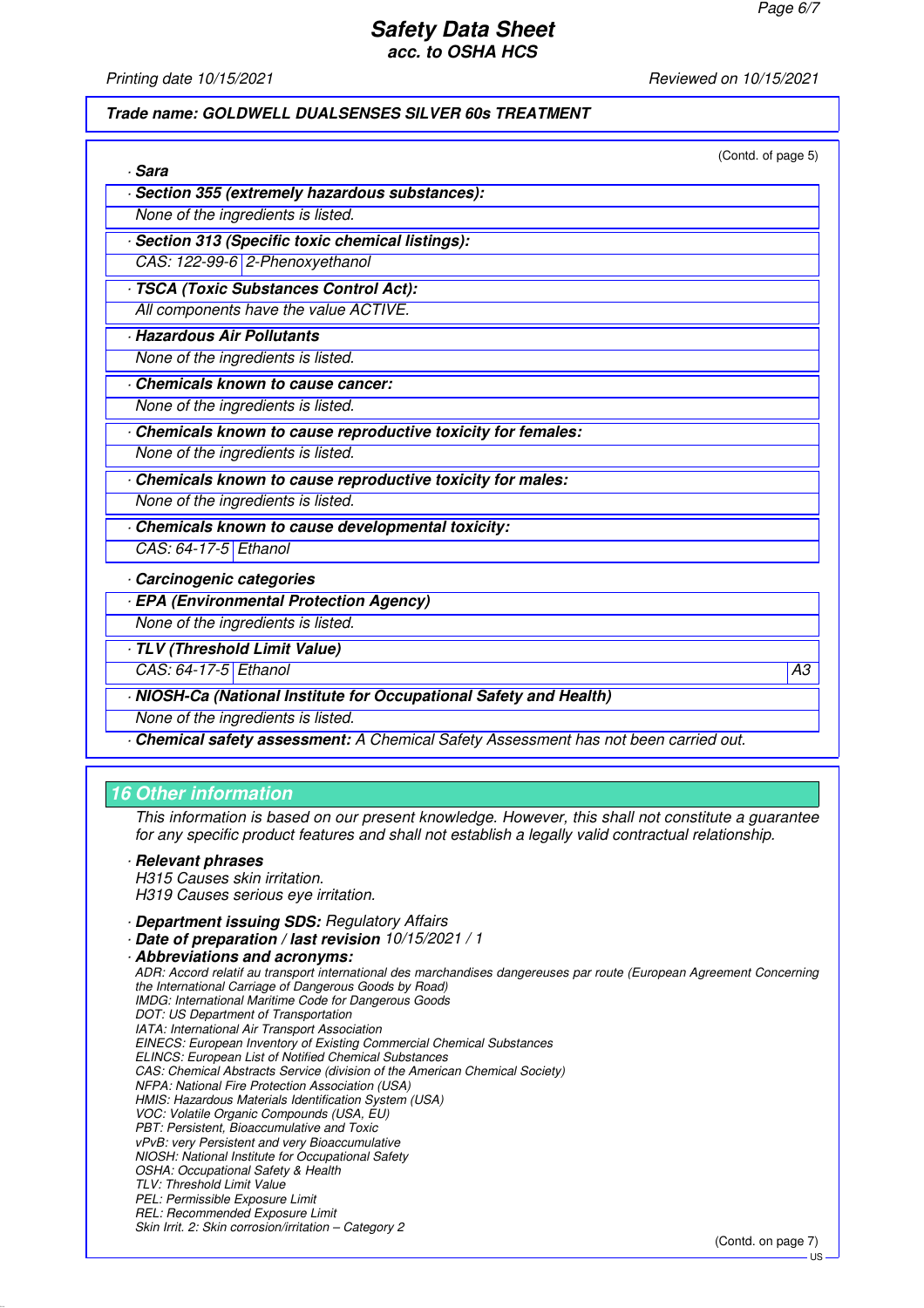(Contd. of page 5)

· **Sara**

· **Section 355 (extremely hazardous substances):**

None of the ingredients is listed.

· **Section 313 (Specific toxic chemical listings):**

| CAS: 122-99-6 | 2-Phenoxyethanol |
|---|---|

· **TSCA (Toxic Substances Control Act):**

All components have the value ACTIVE.

· **Hazardous Air Pollutants**

None of the ingredients is listed.

· **Chemicals known to cause cancer:**

None of the ingredients is listed.

· **Chemicals known to cause reproductive toxicity for females:**

None of the ingredients is listed.

· **Chemicals known to cause reproductive toxicity for males:**

None of the ingredients is listed.

· **Chemicals known to cause developmental toxicity:**

| CAS: 64-17-5 | Ethanol |
|---|---|

· **Carcinogenic categories**

· **EPA (Environmental Protection Agency)**

None of the ingredients is listed.

· **TLV (Threshold Limit Value)**

| CAS: 64-17-5 | Ethanol | A3 |
|---|---|---|

· **NIOSH-Ca (National Institute for Occupational Safety and Health)**

None of the ingredients is listed.

· **Chemical safety assessment:** A Chemical Safety Assessment has not been carried out.

## 16 Other information

This information is based on our present knowledge. However, this shall not constitute a guarantee for any specific product features and shall not establish a legally valid contractual relationship.

· **Relevant phrases**
H315 Causes skin irritation.
H319 Causes serious eye irritation.

· **Department issuing SDS:** Regulatory Affairs
· **Date of preparation / last revision** 10/15/2021 / 1
· **Abbreviations and acronyms:**
ADR: Accord relatif au transport international des marchandises dangereuses par route (European Agreement Concerning the International Carriage of Dangerous Goods by Road)
IMDG: International Maritime Code for Dangerous Goods
DOT: US Department of Transportation
IATA: International Air Transport Association
EINECS: European Inventory of Existing Commercial Chemical Substances
ELINCS: European List of Notified Chemical Substances
CAS: Chemical Abstracts Service (division of the American Chemical Society)
NFPA: National Fire Protection Association (USA)
HMIS: Hazardous Materials Identification System (USA)
VOC: Volatile Organic Compounds (USA, EU)
PBT: Persistent, Bioaccumulative and Toxic
vPvB: very Persistent and very Bioaccumulative
NIOSH: National Institute for Occupational Safety
OSHA: Occupational Safety & Health
TLV: Threshold Limit Value
PEL: Permissible Exposure Limit
REL: Recommended Exposure Limit
Skin Irrit. 2: Skin corrosion/irritation – Category 2

(Contd. on page 7)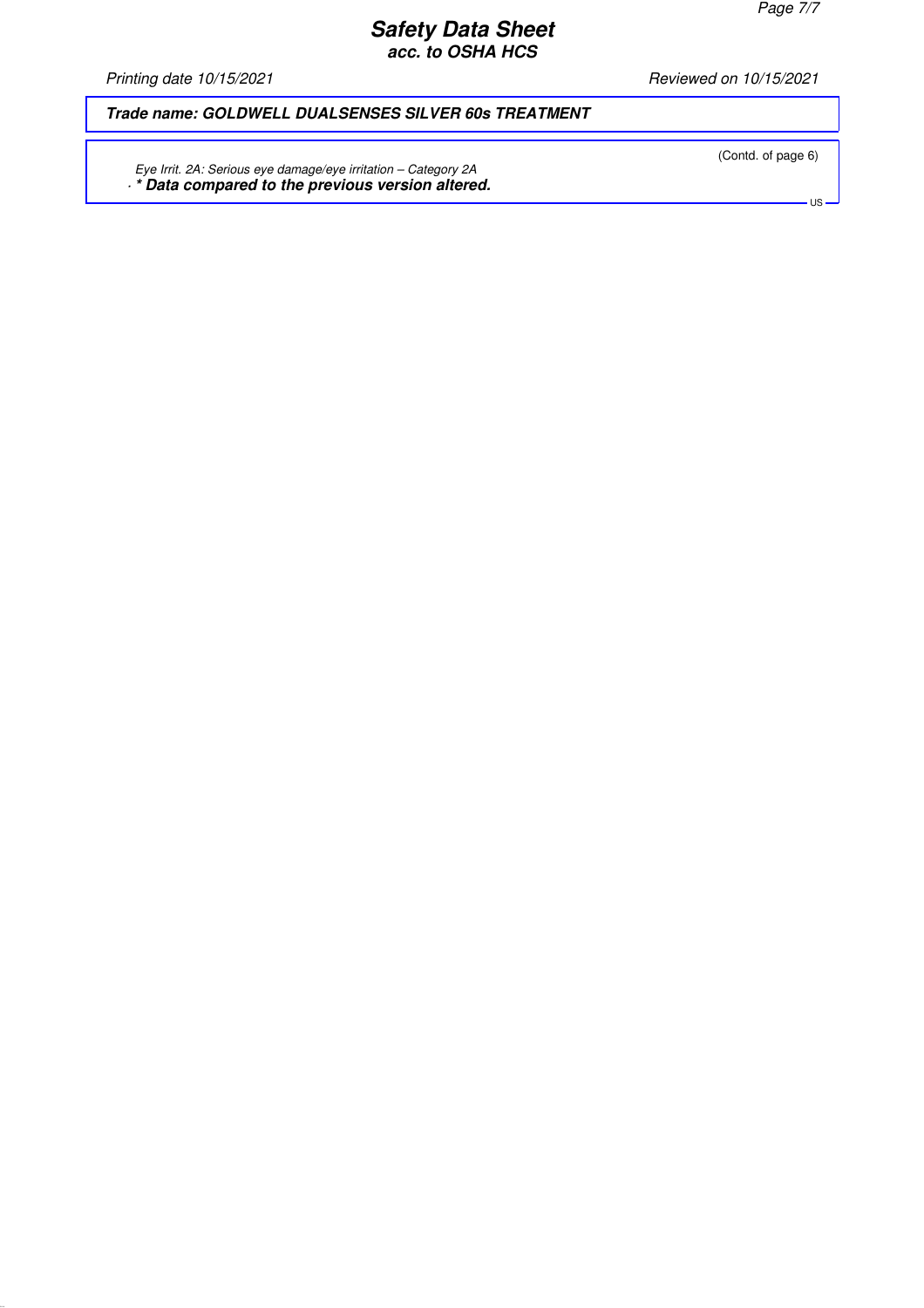Eye Irrit. 2A: Serious eye damage/eye irritation – Category 2A

· ***\* Data compared to the previous version altered.***